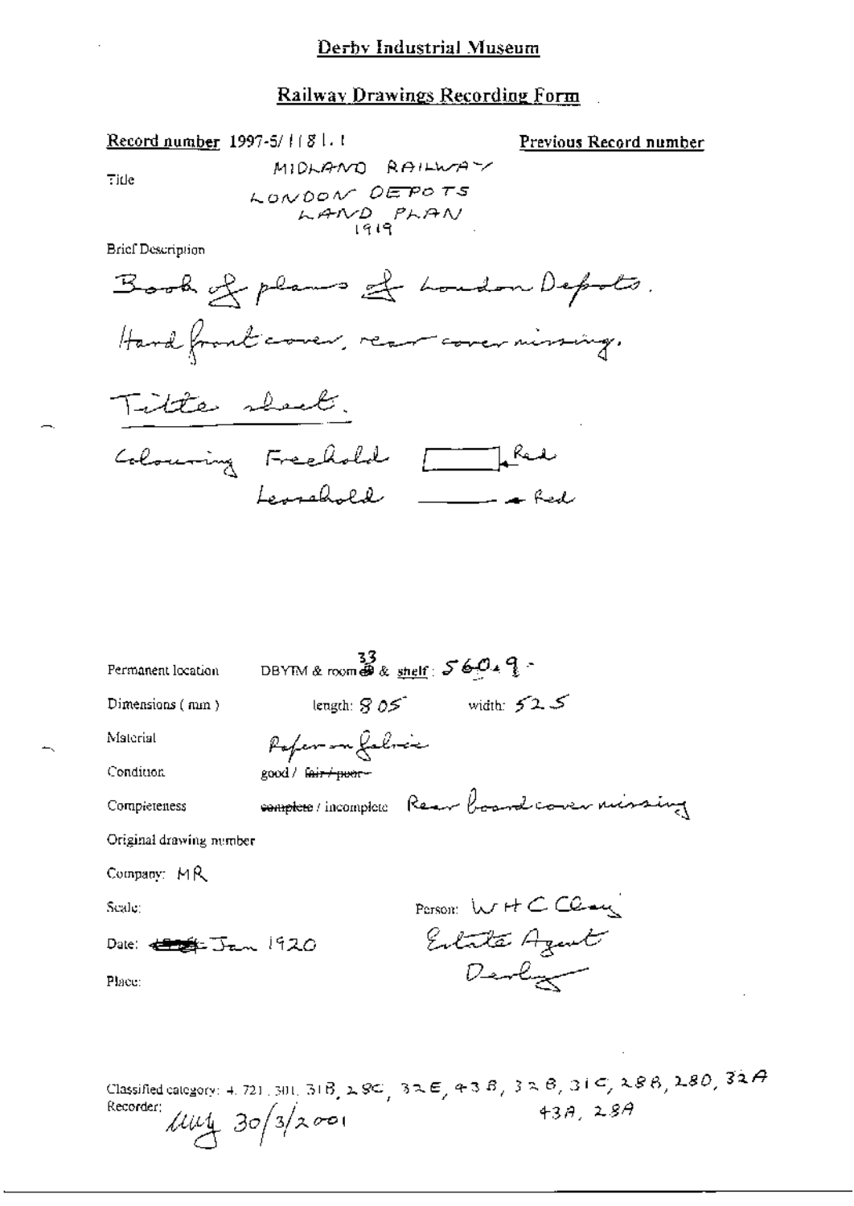Derby Industrial Museum

## Railway Drawings Recording Form

**Record number** 1997-5/1181.1

**Previous Record number**

Title: MIDLAND RAILWAY LONDON DEPOTS LAND PLAN 1919

Brief Description

Book of plans of London Depots.
Hard front cover, rear cover missing.
Title sheet.
Colouring Freehold [ ] Red
Leasehold ——— Red

Permanent location: DBYIM & room 33 & shelf: 560.9

Dimensions (mm): length: 805 width: 525

Material: Paper on fabric

Condition: good / ~~fair / poor~~

Completeness: ~~complete~~ / incomplete Rear board cover missing

Original drawing number

Company: MR

Scale:

Date: ~~1919~~ Jan 1920

Place:

Person: W H C Clay
Estate Agent
Derby

Classified category: 4. 721. 301. 31B, 28C, 32E, 43B, 32B, 31C, 28B, 28D, 32A, 43A, 28A

Recorder: MMg 30/3/2001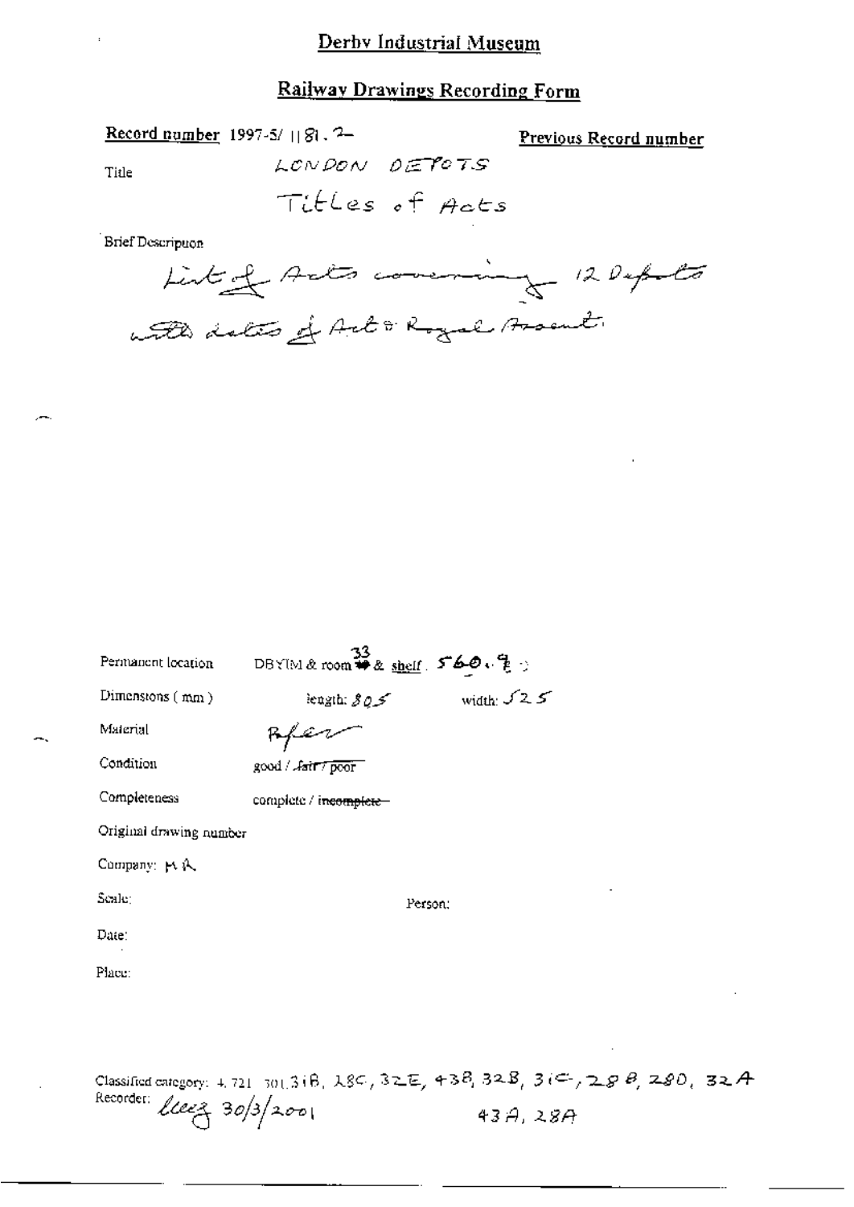# Derby Industrial Museum

## Railway Drawings Recording Form

**Record number** 1997-5/ 1181. 2 **Previous Record number**

Title LONDON DEPOTS

Titles of Acts

Brief Description

List of Acts covering 12 Depots with dates of Act & Royal Assent.

Permanent location DBYIM & room 33 & shelf. 560.9

Dimensions (mm) length: 805 width: 525

Material Paper

Condition good / ~~fair / poor~~

Completeness complete / ~~incomplete~~

Original drawing number

Company: MR

Scale: Person:

Date:

Place:

Classified category: 4.721 301.31B, 28C, 32E, 43B, 32B, 31C, 28B, 28D, 32A 43A, 28A

Recorder: lleez 30/3/2001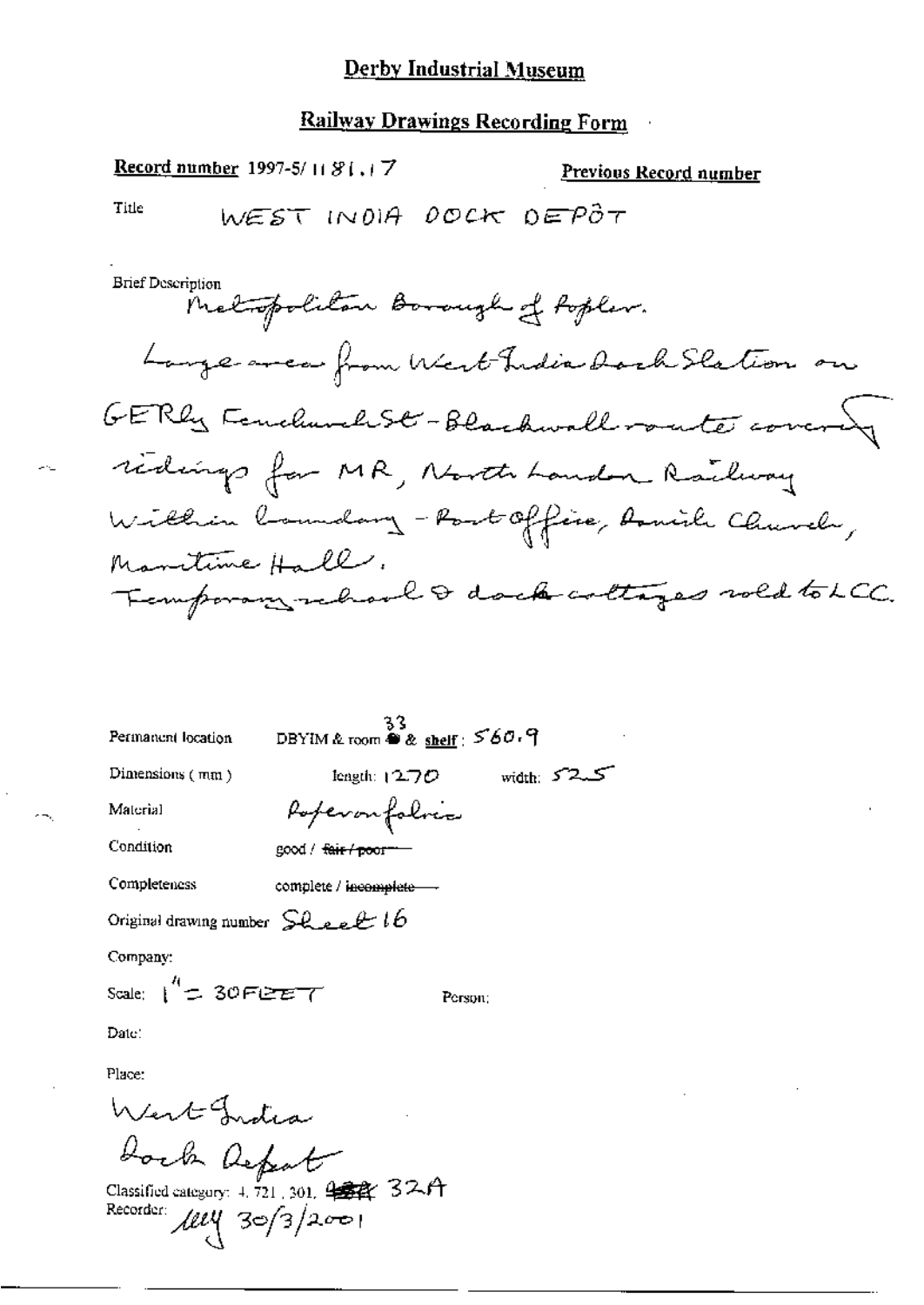# Derby Industrial Museum

## Railway Drawings Recording Form

**Record number** 1997-5/1181.17

**Previous Record number**

Title WEST INDIA DOCK DEPÔT

Brief Description
Metropolitan Borough of Poplar.
Large area from West India Dock Station on GERly Fenchurch St - Blackwall route covering sidings for MR, North London Railway. Within boundary - Post Office, Danish Church, Maritime Hall.
Temporary school & dock cottages sold to LCC.

Permanent location DBYIM & room 33 & shelf: 560.9

Dimensions (mm) length: 1270 width: 525

Material Paper on fabric

Condition good / ~~fair / poor~~

Completeness complete / ~~incomplete~~

Original drawing number Sheet 16

Company:

Scale: 1" = 30FEET

Person:

Date:

Place:
West India Dock Depot

Classified category: 4.721.301. ~~###~~ 32A

Recorder: MY 30/3/2001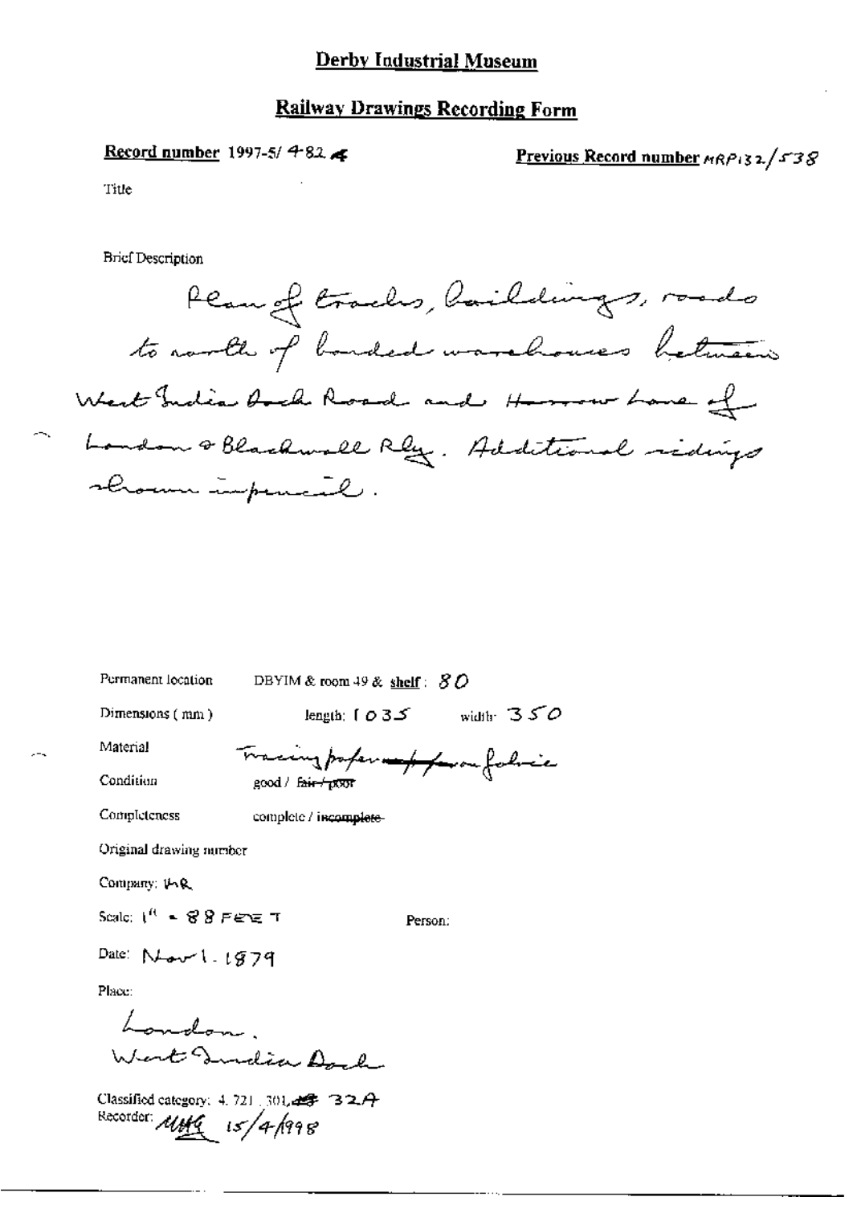# Derby Industrial Museum

## Railway Drawings Recording Form

**Record number** 1997-5/ 482

**Previous Record number** MRP132/538

Title

Brief Description

Plan of tracks, buildings, roads to north of bonded warehouses between West India Dock Road and Harrow Lane of London & Blackwall Rly. Additional sidings shown in pencil.

Permanent location DBYIM & room 49 & **shelf**: 80

Dimensions (mm) length: 1035 width: 350

Material Tracing paper ~~/~~ on fabric

Condition good / ~~fair / poor~~

Completeness complete / ~~incomplete~~

Original drawing number

Company: MR

Scale: 1" = 88 FEET

Person:

Date: Nov 1. 1879

Place:

London. West India Dock

Classified category: 4. 721. 301, 32A

Recorder: MMG 15/4/1998